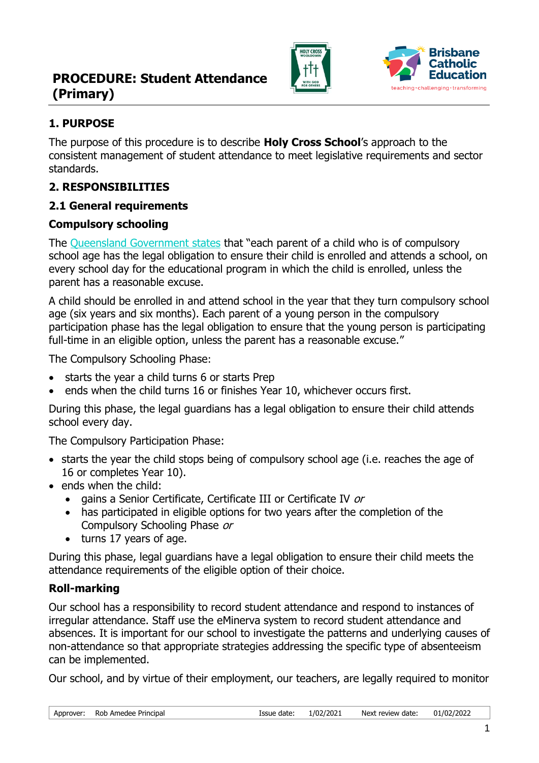# PROCEDURE: Student Attendance (Primary)

## 1. PURPOSE

The purpose of this procedure is to describe **Holy Cross School**'s approach to the consistent management of student attendance to meet legislative requirements and sector standards.

## 2. RESPONSIBILITIES

### 2.1 General requirements

#### Compulsory schooling

The Queensland Government states that "each parent of a child who is of compulsory school age has the legal obligation to ensure their child is enrolled and attends a school, on every school day for the educational program in which the child is enrolled, unless the parent has a reasonable excuse.

A child should be enrolled in and attend school in the year that they turn compulsory school age (six years and six months). Each parent of a young person in the compulsory participation phase has the legal obligation to ensure that the young person is participating full-time in an eligible option, unless the parent has a reasonable excuse."

The Compulsory Schooling Phase:

- starts the year a child turns 6 or starts Prep
- ends when the child turns 16 or finishes Year 10, whichever occurs first.

During this phase, the legal guardians has a legal obligation to ensure their child attends school every day.

The Compulsory Participation Phase:

- starts the year the child stops being of compulsory school age (i.e. reaches the age of 16 or completes Year 10).
- ends when the child:
  - gains a Senior Certificate, Certificate III or Certificate IV *or*
  - has participated in eligible options for two years after the completion of the Compulsory Schooling Phase *or*
  - turns 17 years of age.

During this phase, legal guardians have a legal obligation to ensure their child meets the attendance requirements of the eligible option of their choice.

#### Roll-marking

Our school has a responsibility to record student attendance and respond to instances of irregular attendance. Staff use the eMinerva system to record student attendance and absences. It is important for our school to investigate the patterns and underlying causes of non-attendance so that appropriate strategies addressing the specific type of absenteeism can be implemented.

Our school, and by virtue of their employment, our teachers, are legally required to monitor

| Approver: | Rob Amedee Principal | Issue date: | 1/02/2021 | Next review date: | 01/02/2022 |
|---|---|---|---|---|---|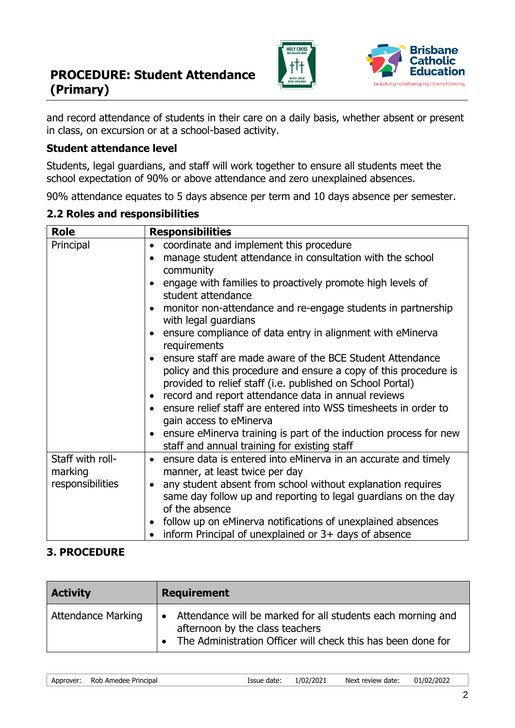and record attendance of students in their care on a daily basis, whether absent or present in class, on excursion or at a school-based activity.

### Student attendance level

Students, legal guardians, and staff will work together to ensure all students meet the school expectation of 90% or above attendance and zero unexplained absences.

90% attendance equates to 5 days absence per term and 10 days absence per semester.

### 2.2 Roles and responsibilities

| Role | Responsibilities |
|---|---|
| Principal | • coordinate and implement this procedure<br>• manage student attendance in consultation with the school community<br>• engage with families to proactively promote high levels of student attendance<br>• monitor non-attendance and re-engage students in partnership with legal guardians<br>• ensure compliance of data entry in alignment with eMinerva requirements<br>• ensure staff are made aware of the BCE Student Attendance policy and this procedure and ensure a copy of this procedure is provided to relief staff (i.e. published on School Portal)<br>• record and report attendance data in annual reviews<br>• ensure relief staff are entered into WSS timesheets in order to gain access to eMinerva<br>• ensure eMinerva training is part of the induction process for new staff and annual training for existing staff |
| Staff with roll-marking responsibilities | • ensure data is entered into eMinerva in an accurate and timely manner, at least twice per day<br>• any student absent from school without explanation requires same day follow up and reporting to legal guardians on the day of the absence<br>• follow up on eMinerva notifications of unexplained absences<br>• inform Principal of unexplained or 3+ days of absence |

## 3. PROCEDURE

| Activity | Requirement |
|---|---|
| Attendance Marking | • Attendance will be marked for all students each morning and afternoon by the class teachers<br>• The Administration Officer will check this has been done for |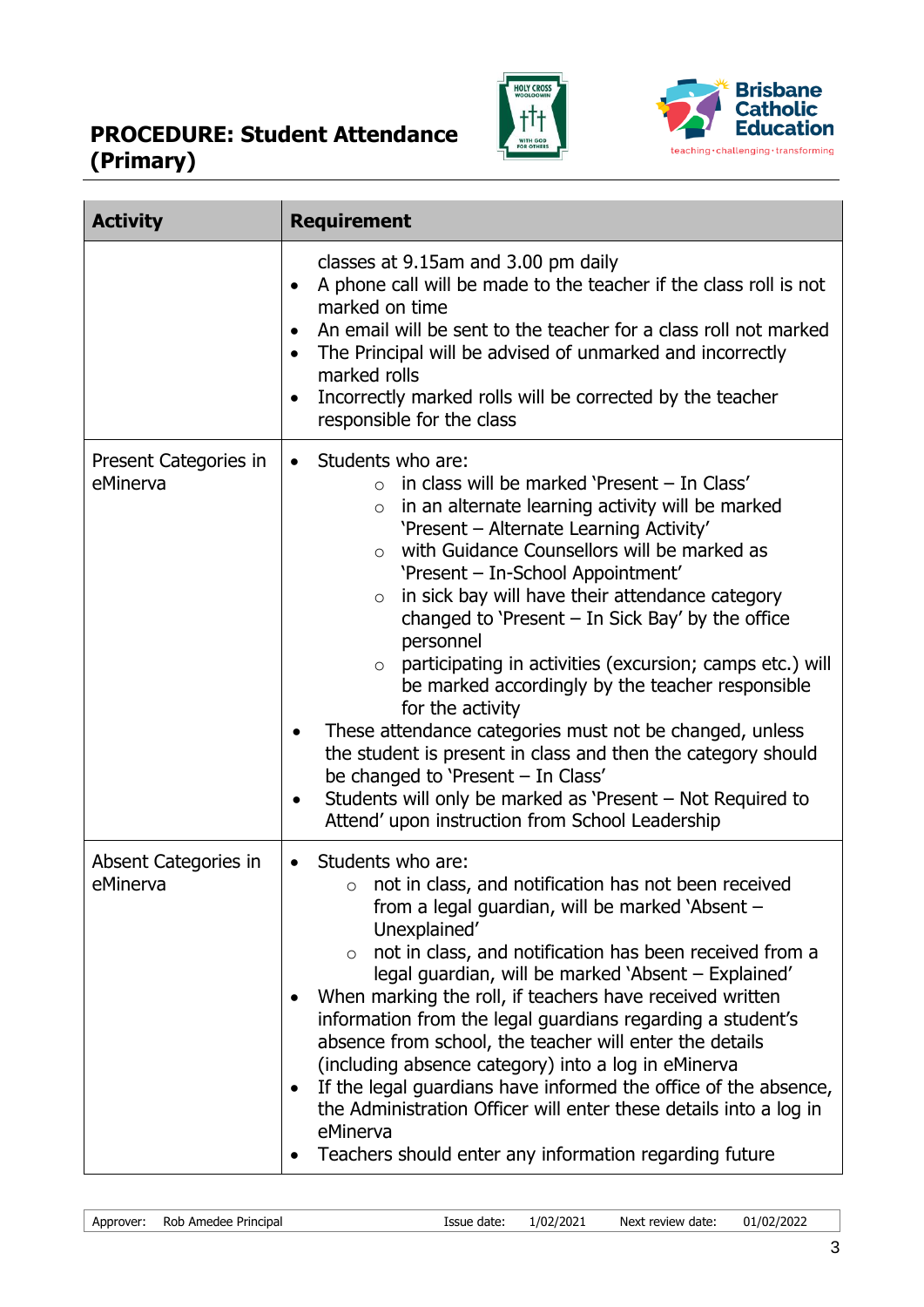| Activity | Requirement |
|---|---|
| | classes at 9.15am and 3.00 pm daily<br>• A phone call will be made to the teacher if the class roll is not marked on time<br>• An email will be sent to the teacher for a class roll not marked<br>• The Principal will be advised of unmarked and incorrectly marked rolls<br>• Incorrectly marked rolls will be corrected by the teacher responsible for the class |
| Present Categories in eMinerva | • Students who are:<br>  ○ in class will be marked 'Present – In Class'<br>  ○ in an alternate learning activity will be marked 'Present – Alternate Learning Activity'<br>  ○ with Guidance Counsellors will be marked as 'Present – In-School Appointment'<br>  ○ in sick bay will have their attendance category changed to 'Present – In Sick Bay' by the office personnel<br>  ○ participating in activities (excursion; camps etc.) will be marked accordingly by the teacher responsible for the activity<br>• These attendance categories must not be changed, unless the student is present in class and then the category should be changed to 'Present – In Class'<br>• Students will only be marked as 'Present – Not Required to Attend' upon instruction from School Leadership |
| Absent Categories in eMinerva | • Students who are:<br>  ○ not in class, and notification has not been received from a legal guardian, will be marked 'Absent – Unexplained'<br>  ○ not in class, and notification has been received from a legal guardian, will be marked 'Absent – Explained'<br>• When marking the roll, if teachers have received written information from the legal guardians regarding a student's absence from school, the teacher will enter the details (including absence category) into a log in eMinerva<br>• If the legal guardians have informed the office of the absence, the Administration Officer will enter these details into a log in eMinerva<br>• Teachers should enter any information regarding future |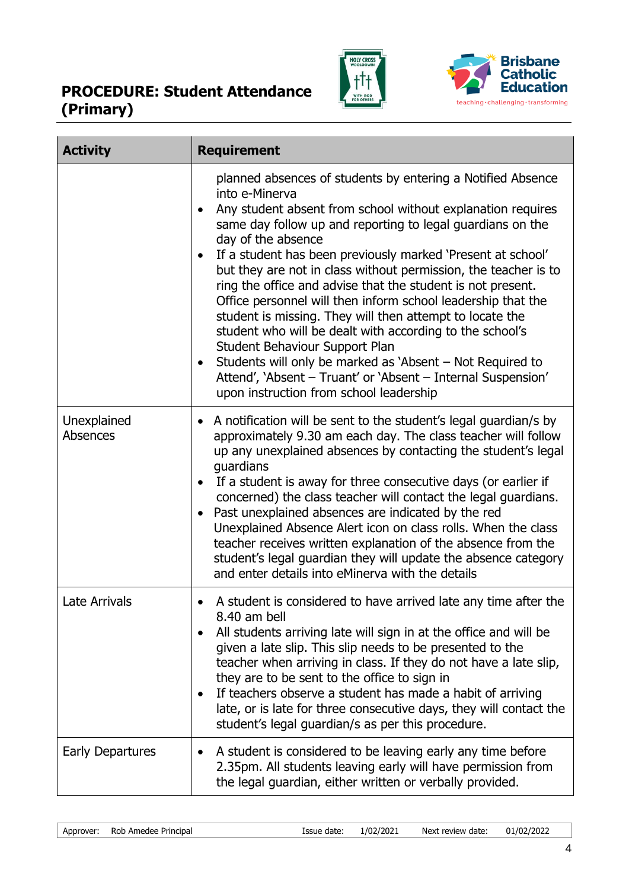| Activity | Requirement |
|---|---|
| | planned absences of students by entering a Notified Absence into e-Minerva<br>• Any student absent from school without explanation requires same day follow up and reporting to legal guardians on the day of the absence<br>• If a student has been previously marked 'Present at school' but they are not in class without permission, the teacher is to ring the office and advise that the student is not present. Office personnel will then inform school leadership that the student is missing. They will then attempt to locate the student who will be dealt with according to the school's Student Behaviour Support Plan<br>• Students will only be marked as 'Absent – Not Required to Attend', 'Absent – Truant' or 'Absent – Internal Suspension' upon instruction from school leadership |
| Unexplained Absences | • A notification will be sent to the student's legal guardian/s by approximately 9.30 am each day. The class teacher will follow up any unexplained absences by contacting the student's legal guardians<br>• If a student is away for three consecutive days (or earlier if concerned) the class teacher will contact the legal guardians.<br>• Past unexplained absences are indicated by the red Unexplained Absence Alert icon on class rolls. When the class teacher receives written explanation of the absence from the student's legal guardian they will update the absence category and enter details into eMinerva with the details |
| Late Arrivals | • A student is considered to have arrived late any time after the 8.40 am bell<br>• All students arriving late will sign in at the office and will be given a late slip. This slip needs to be presented to the teacher when arriving in class. If they do not have a late slip, they are to be sent to the office to sign in<br>• If teachers observe a student has made a habit of arriving late, or is late for three consecutive days, they will contact the student's legal guardian/s as per this procedure. |
| Early Departures | • A student is considered to be leaving early any time before 2.35pm. All students leaving early will have permission from the legal guardian, either written or verbally provided. |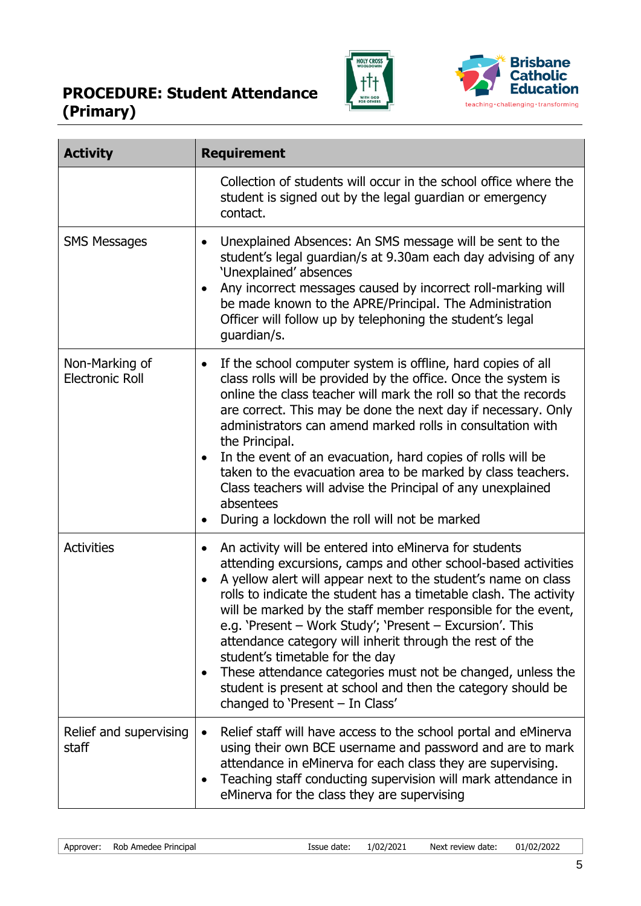| Activity | Requirement |
| --- | --- |
| | Collection of students will occur in the school office where the student is signed out by the legal guardian or emergency contact. |
| SMS Messages | • Unexplained Absences: An SMS message will be sent to the student's legal guardian/s at 9.30am each day advising of any 'Unexplained' absences<br>• Any incorrect messages caused by incorrect roll-marking will be made known to the APRE/Principal. The Administration Officer will follow up by telephoning the student's legal guardian/s. |
| Non-Marking of Electronic Roll | • If the school computer system is offline, hard copies of all class rolls will be provided by the office. Once the system is online the class teacher will mark the roll so that the records are correct. This may be done the next day if necessary. Only administrators can amend marked rolls in consultation with the Principal.<br>• In the event of an evacuation, hard copies of rolls will be taken to the evacuation area to be marked by class teachers. Class teachers will advise the Principal of any unexplained absentees<br>• During a lockdown the roll will not be marked |
| Activities | • An activity will be entered into eMinerva for students attending excursions, camps and other school-based activities<br>• A yellow alert will appear next to the student's name on class rolls to indicate the student has a timetable clash. The activity will be marked by the staff member responsible for the event, e.g. 'Present – Work Study'; 'Present – Excursion'. This attendance category will inherit through the rest of the student's timetable for the day<br>• These attendance categories must not be changed, unless the student is present at school and then the category should be changed to 'Present – In Class' |
| Relief and supervising staff | • Relief staff will have access to the school portal and eMinerva using their own BCE username and password and are to mark attendance in eMinerva for each class they are supervising.<br>• Teaching staff conducting supervision will mark attendance in eMinerva for the class they are supervising |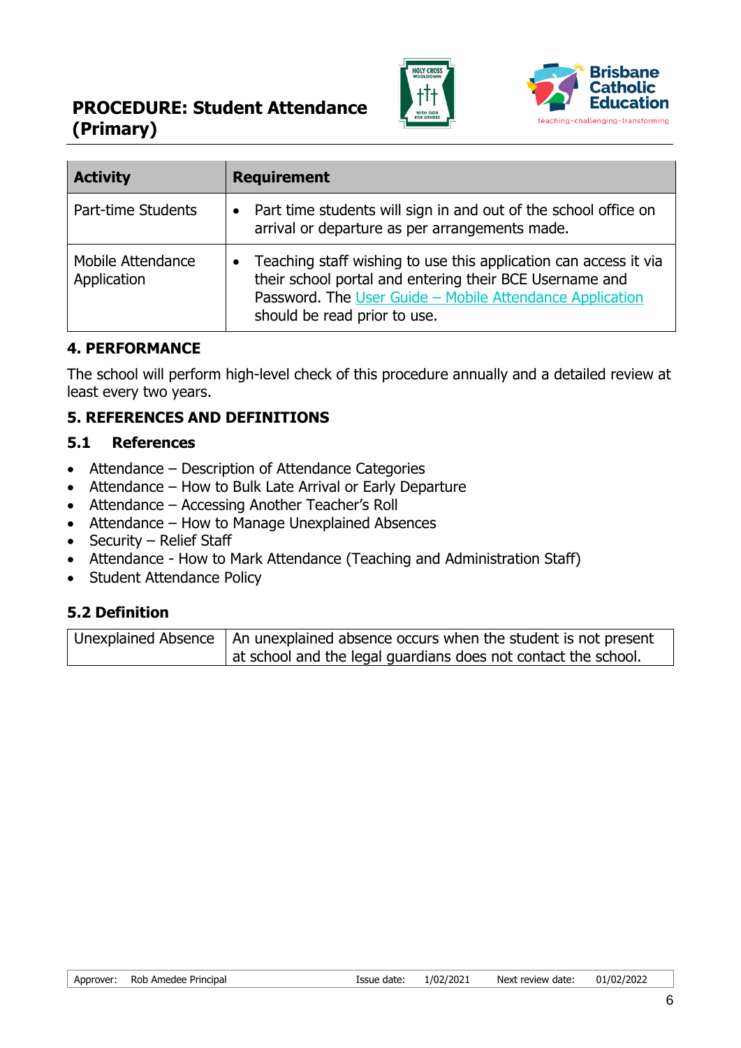| Activity | Requirement |
|---|---|
| Part-time Students | • Part time students will sign in and out of the school office on arrival or departure as per arrangements made. |
| Mobile Attendance Application | • Teaching staff wishing to use this application can access it via their school portal and entering their BCE Username and Password. The User Guide – Mobile Attendance Application should be read prior to use. |

## 4. PERFORMANCE

The school will perform high-level check of this procedure annually and a detailed review at least every two years.

## 5. REFERENCES AND DEFINITIONS

### 5.1 References

- Attendance – Description of Attendance Categories
- Attendance – How to Bulk Late Arrival or Early Departure
- Attendance – Accessing Another Teacher's Roll
- Attendance – How to Manage Unexplained Absences
- Security – Relief Staff
- Attendance - How to Mark Attendance (Teaching and Administration Staff)
- Student Attendance Policy

### 5.2 Definition

| | |
|---|---|
| Unexplained Absence | An unexplained absence occurs when the student is not present at school and the legal guardians does not contact the school. |